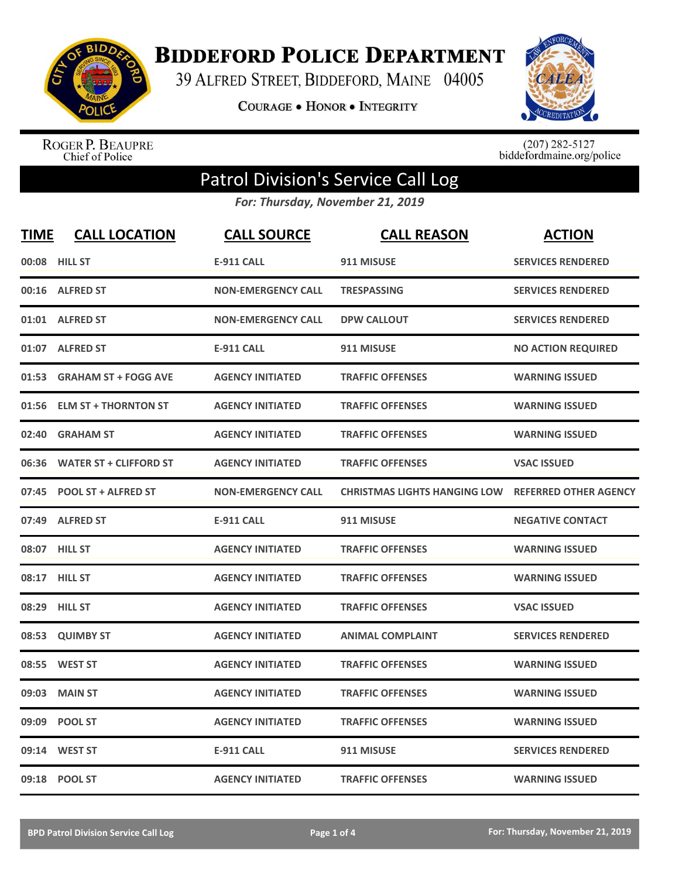# Biddeford Police Department

39 Alfred Street, Biddeford, Maine 04005

**Courage • Honor • Integrity**

Roger P. Beaupre
Chief of Police

(207) 282-5127
biddefordmaine.org/police

## Patrol Division's Service Call Log

*For: Thursday, November 21, 2019*

| TIME | CALL LOCATION | CALL SOURCE | CALL REASON | ACTION |
|---|---|---|---|---|
| 00:08 | HILL ST | E-911 CALL | 911 MISUSE | SERVICES RENDERED |
| 00:16 | ALFRED ST | NON-EMERGENCY CALL | TRESPASSING | SERVICES RENDERED |
| 01:01 | ALFRED ST | NON-EMERGENCY CALL | DPW CALLOUT | SERVICES RENDERED |
| 01:07 | ALFRED ST | E-911 CALL | 911 MISUSE | NO ACTION REQUIRED |
| 01:53 | GRAHAM ST + FOGG AVE | AGENCY INITIATED | TRAFFIC OFFENSES | WARNING ISSUED |
| 01:56 | ELM ST + THORNTON ST | AGENCY INITIATED | TRAFFIC OFFENSES | WARNING ISSUED |
| 02:40 | GRAHAM ST | AGENCY INITIATED | TRAFFIC OFFENSES | WARNING ISSUED |
| 06:36 | WATER ST + CLIFFORD ST | AGENCY INITIATED | TRAFFIC OFFENSES | VSAC ISSUED |
| 07:45 | POOL ST + ALFRED ST | NON-EMERGENCY CALL | CHRISTMAS LIGHTS HANGING LOW | REFERRED OTHER AGENCY |
| 07:49 | ALFRED ST | E-911 CALL | 911 MISUSE | NEGATIVE CONTACT |
| 08:07 | HILL ST | AGENCY INITIATED | TRAFFIC OFFENSES | WARNING ISSUED |
| 08:17 | HILL ST | AGENCY INITIATED | TRAFFIC OFFENSES | WARNING ISSUED |
| 08:29 | HILL ST | AGENCY INITIATED | TRAFFIC OFFENSES | VSAC ISSUED |
| 08:53 | QUIMBY ST | AGENCY INITIATED | ANIMAL COMPLAINT | SERVICES RENDERED |
| 08:55 | WEST ST | AGENCY INITIATED | TRAFFIC OFFENSES | WARNING ISSUED |
| 09:03 | MAIN ST | AGENCY INITIATED | TRAFFIC OFFENSES | WARNING ISSUED |
| 09:09 | POOL ST | AGENCY INITIATED | TRAFFIC OFFENSES | WARNING ISSUED |
| 09:14 | WEST ST | E-911 CALL | 911 MISUSE | SERVICES RENDERED |
| 09:18 | POOL ST | AGENCY INITIATED | TRAFFIC OFFENSES | WARNING ISSUED |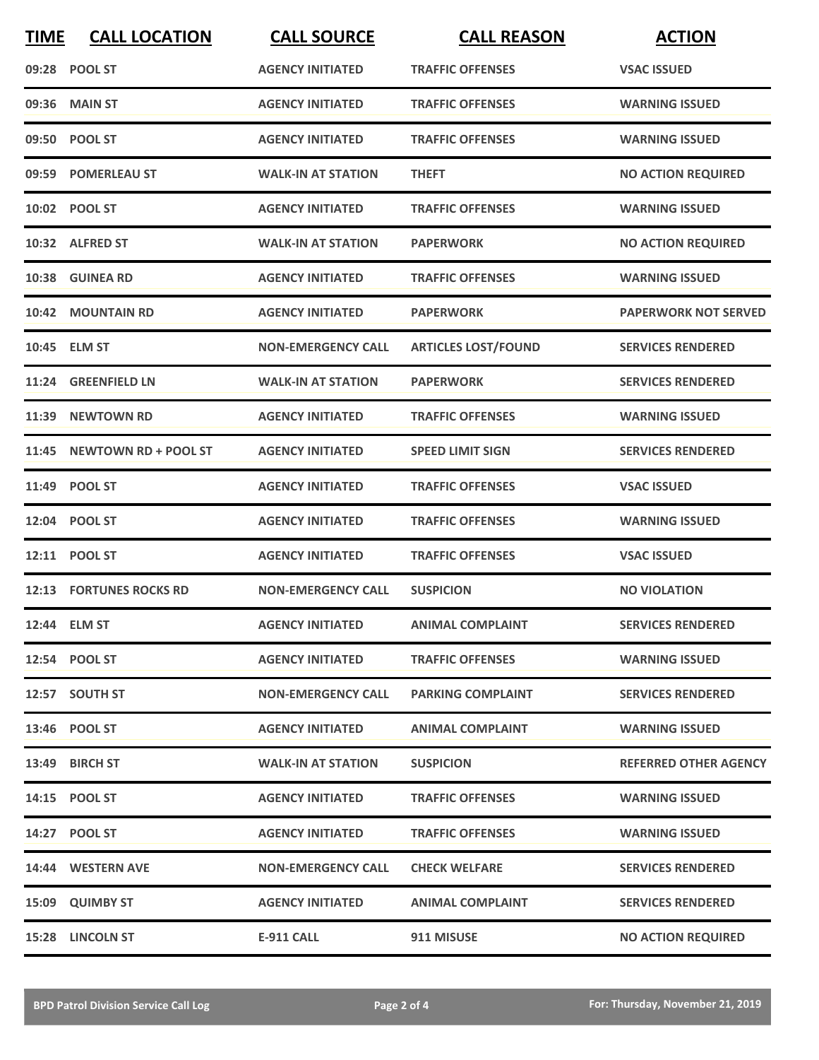| TIME | CALL LOCATION | CALL SOURCE | CALL REASON | ACTION |
|---|---|---|---|---|
| 09:28 | POOL ST | AGENCY INITIATED | TRAFFIC OFFENSES | VSAC ISSUED |
| 09:36 | MAIN ST | AGENCY INITIATED | TRAFFIC OFFENSES | WARNING ISSUED |
| 09:50 | POOL ST | AGENCY INITIATED | TRAFFIC OFFENSES | WARNING ISSUED |
| 09:59 | POMERLEAU ST | WALK-IN AT STATION | THEFT | NO ACTION REQUIRED |
| 10:02 | POOL ST | AGENCY INITIATED | TRAFFIC OFFENSES | WARNING ISSUED |
| 10:32 | ALFRED ST | WALK-IN AT STATION | PAPERWORK | NO ACTION REQUIRED |
| 10:38 | GUINEA RD | AGENCY INITIATED | TRAFFIC OFFENSES | WARNING ISSUED |
| 10:42 | MOUNTAIN RD | AGENCY INITIATED | PAPERWORK | PAPERWORK NOT SERVED |
| 10:45 | ELM ST | NON-EMERGENCY CALL | ARTICLES LOST/FOUND | SERVICES RENDERED |
| 11:24 | GREENFIELD LN | WALK-IN AT STATION | PAPERWORK | SERVICES RENDERED |
| 11:39 | NEWTOWN RD | AGENCY INITIATED | TRAFFIC OFFENSES | WARNING ISSUED |
| 11:45 | NEWTOWN RD + POOL ST | AGENCY INITIATED | SPEED LIMIT SIGN | SERVICES RENDERED |
| 11:49 | POOL ST | AGENCY INITIATED | TRAFFIC OFFENSES | VSAC ISSUED |
| 12:04 | POOL ST | AGENCY INITIATED | TRAFFIC OFFENSES | WARNING ISSUED |
| 12:11 | POOL ST | AGENCY INITIATED | TRAFFIC OFFENSES | VSAC ISSUED |
| 12:13 | FORTUNES ROCKS RD | NON-EMERGENCY CALL | SUSPICION | NO VIOLATION |
| 12:44 | ELM ST | AGENCY INITIATED | ANIMAL COMPLAINT | SERVICES RENDERED |
| 12:54 | POOL ST | AGENCY INITIATED | TRAFFIC OFFENSES | WARNING ISSUED |
| 12:57 | SOUTH ST | NON-EMERGENCY CALL | PARKING COMPLAINT | SERVICES RENDERED |
| 13:46 | POOL ST | AGENCY INITIATED | ANIMAL COMPLAINT | WARNING ISSUED |
| 13:49 | BIRCH ST | WALK-IN AT STATION | SUSPICION | REFERRED OTHER AGENCY |
| 14:15 | POOL ST | AGENCY INITIATED | TRAFFIC OFFENSES | WARNING ISSUED |
| 14:27 | POOL ST | AGENCY INITIATED | TRAFFIC OFFENSES | WARNING ISSUED |
| 14:44 | WESTERN AVE | NON-EMERGENCY CALL | CHECK WELFARE | SERVICES RENDERED |
| 15:09 | QUIMBY ST | AGENCY INITIATED | ANIMAL COMPLAINT | SERVICES RENDERED |
| 15:28 | LINCOLN ST | E-911 CALL | 911 MISUSE | NO ACTION REQUIRED |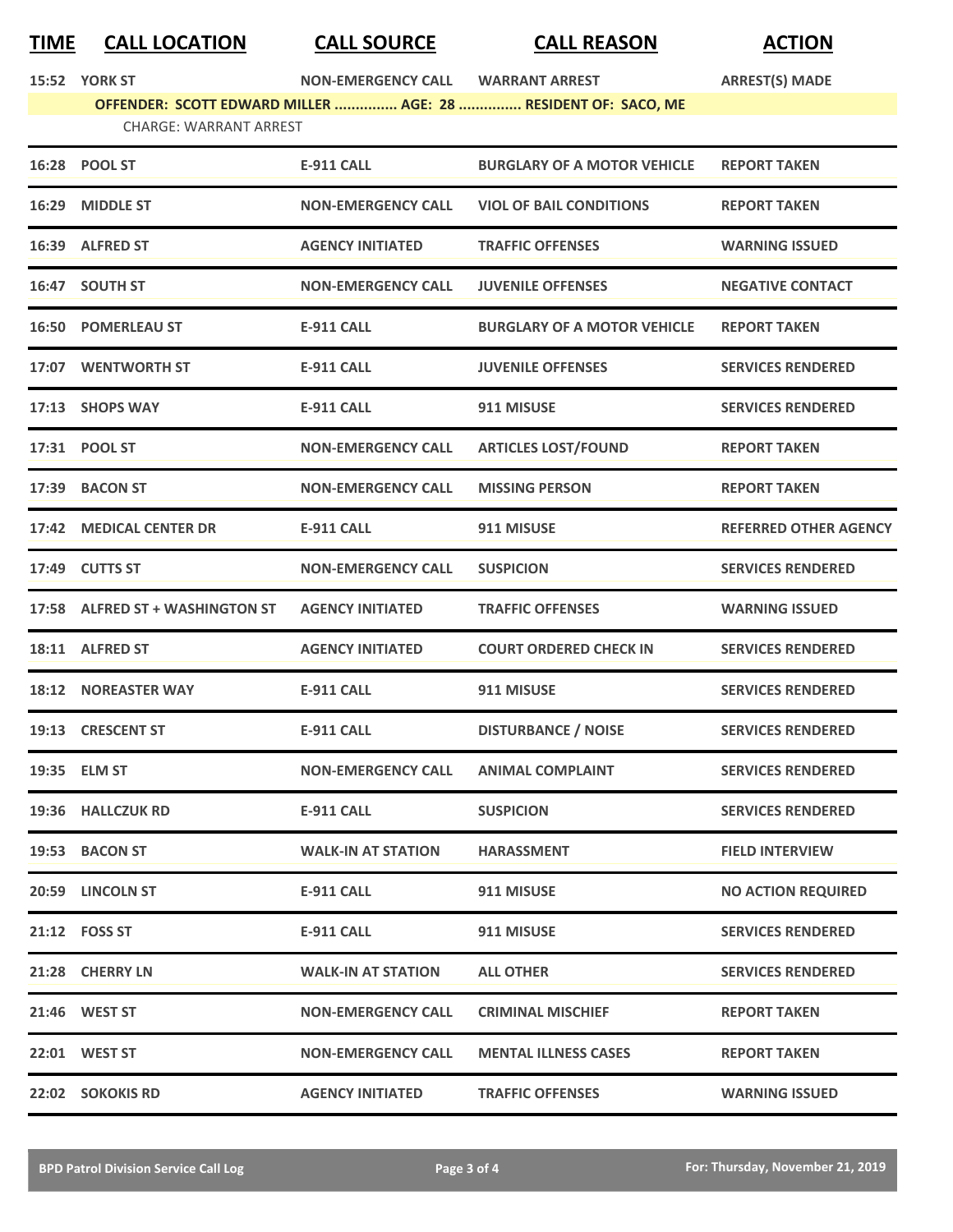| TIME | CALL LOCATION | CALL SOURCE | CALL REASON | ACTION |
|---|---|---|---|---|
| 15:52 | YORK ST | NON-EMERGENCY CALL | WARRANT ARREST | ARREST(S) MADE |
| | OFFENDER: SCOTT EDWARD MILLER ............... AGE: 28 ............... RESIDENT OF: SACO, ME | | | |
| | CHARGE: WARRANT ARREST | | | |
| 16:28 | POOL ST | E-911 CALL | BURGLARY OF A MOTOR VEHICLE | REPORT TAKEN |
| 16:29 | MIDDLE ST | NON-EMERGENCY CALL | VIOL OF BAIL CONDITIONS | REPORT TAKEN |
| 16:39 | ALFRED ST | AGENCY INITIATED | TRAFFIC OFFENSES | WARNING ISSUED |
| 16:47 | SOUTH ST | NON-EMERGENCY CALL | JUVENILE OFFENSES | NEGATIVE CONTACT |
| 16:50 | POMERLEAU ST | E-911 CALL | BURGLARY OF A MOTOR VEHICLE | REPORT TAKEN |
| 17:07 | WENTWORTH ST | E-911 CALL | JUVENILE OFFENSES | SERVICES RENDERED |
| 17:13 | SHOPS WAY | E-911 CALL | 911 MISUSE | SERVICES RENDERED |
| 17:31 | POOL ST | NON-EMERGENCY CALL | ARTICLES LOST/FOUND | REPORT TAKEN |
| 17:39 | BACON ST | NON-EMERGENCY CALL | MISSING PERSON | REPORT TAKEN |
| 17:42 | MEDICAL CENTER DR | E-911 CALL | 911 MISUSE | REFERRED OTHER AGENCY |
| 17:49 | CUTTS ST | NON-EMERGENCY CALL | SUSPICION | SERVICES RENDERED |
| 17:58 | ALFRED ST + WASHINGTON ST | AGENCY INITIATED | TRAFFIC OFFENSES | WARNING ISSUED |
| 18:11 | ALFRED ST | AGENCY INITIATED | COURT ORDERED CHECK IN | SERVICES RENDERED |
| 18:12 | NOREASTER WAY | E-911 CALL | 911 MISUSE | SERVICES RENDERED |
| 19:13 | CRESCENT ST | E-911 CALL | DISTURBANCE / NOISE | SERVICES RENDERED |
| 19:35 | ELM ST | NON-EMERGENCY CALL | ANIMAL COMPLAINT | SERVICES RENDERED |
| 19:36 | HALLCZUK RD | E-911 CALL | SUSPICION | SERVICES RENDERED |
| 19:53 | BACON ST | WALK-IN AT STATION | HARASSMENT | FIELD INTERVIEW |
| 20:59 | LINCOLN ST | E-911 CALL | 911 MISUSE | NO ACTION REQUIRED |
| 21:12 | FOSS ST | E-911 CALL | 911 MISUSE | SERVICES RENDERED |
| 21:28 | CHERRY LN | WALK-IN AT STATION | ALL OTHER | SERVICES RENDERED |
| 21:46 | WEST ST | NON-EMERGENCY CALL | CRIMINAL MISCHIEF | REPORT TAKEN |
| 22:01 | WEST ST | NON-EMERGENCY CALL | MENTAL ILLNESS CASES | REPORT TAKEN |
| 22:02 | SOKOKIS RD | AGENCY INITIATED | TRAFFIC OFFENSES | WARNING ISSUED |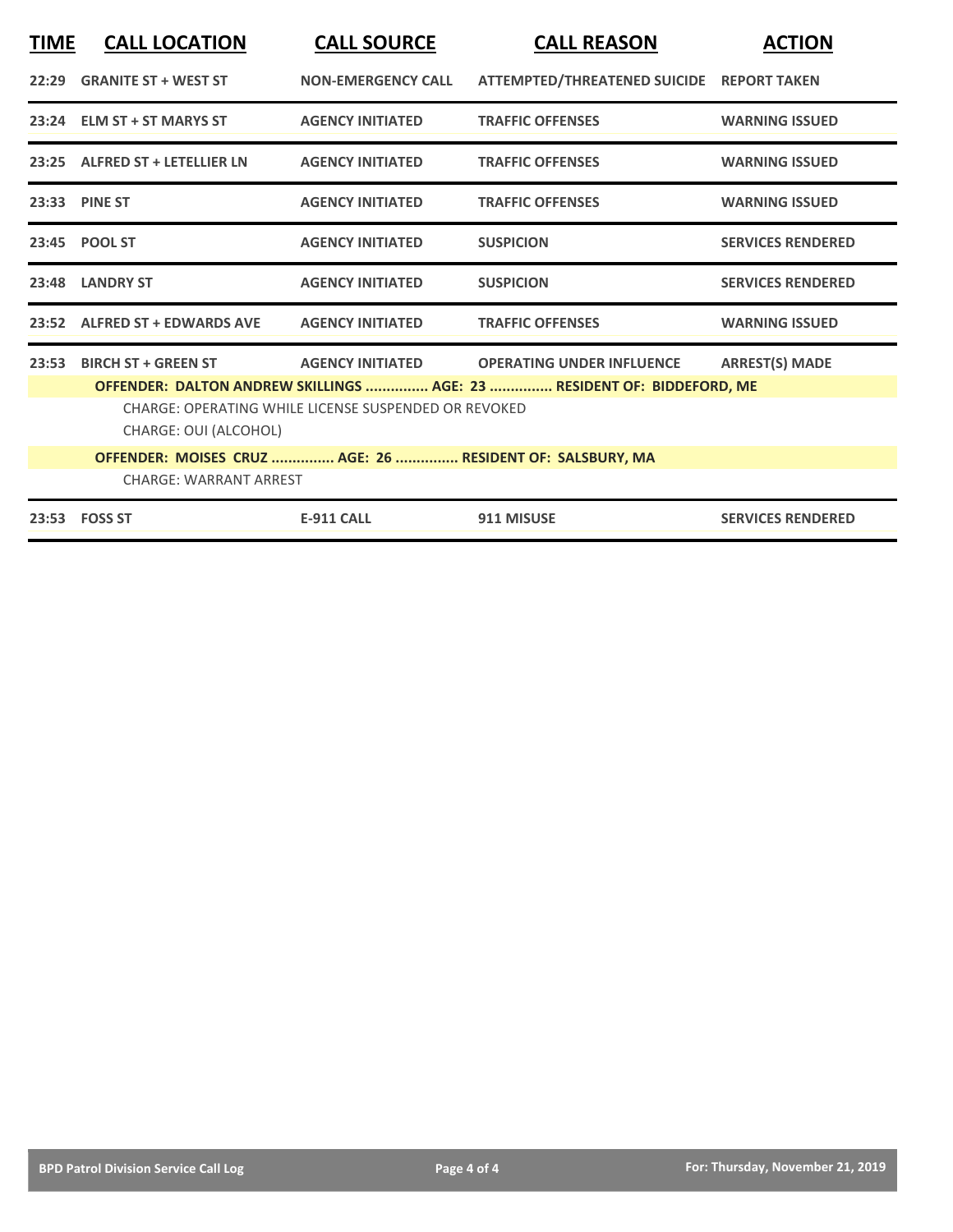| TIME | CALL LOCATION | CALL SOURCE | CALL REASON | ACTION |
|---|---|---|---|---|
| 22:29 | GRANITE ST + WEST ST | NON-EMERGENCY CALL | ATTEMPTED/THREATENED SUICIDE | REPORT TAKEN |
| 23:24 | ELM ST + ST MARYS ST | AGENCY INITIATED | TRAFFIC OFFENSES | WARNING ISSUED |
| 23:25 | ALFRED ST + LETELLIER LN | AGENCY INITIATED | TRAFFIC OFFENSES | WARNING ISSUED |
| 23:33 | PINE ST | AGENCY INITIATED | TRAFFIC OFFENSES | WARNING ISSUED |
| 23:45 | POOL ST | AGENCY INITIATED | SUSPICION | SERVICES RENDERED |
| 23:48 | LANDRY ST | AGENCY INITIATED | SUSPICION | SERVICES RENDERED |
| 23:52 | ALFRED ST + EDWARDS AVE | AGENCY INITIATED | TRAFFIC OFFENSES | WARNING ISSUED |
| 23:53 | BIRCH ST + GREEN ST | AGENCY INITIATED | OPERATING UNDER INFLUENCE | ARREST(S) MADE |

**OFFENDER: DALTON ANDREW SKILLINGS ............... AGE: 23 ............... RESIDENT OF: BIDDEFORD, ME**

CHARGE: OPERATING WHILE LICENSE SUSPENDED OR REVOKED

CHARGE: OUI (ALCOHOL)

**OFFENDER: MOISES CRUZ ............... AGE: 26 ............... RESIDENT OF: SALSBURY, MA**

CHARGE: WARRANT ARREST

| TIME | CALL LOCATION | CALL SOURCE | CALL REASON | ACTION |
|---|---|---|---|---|
| 23:53 | FOSS ST | E-911 CALL | 911 MISUSE | SERVICES RENDERED |